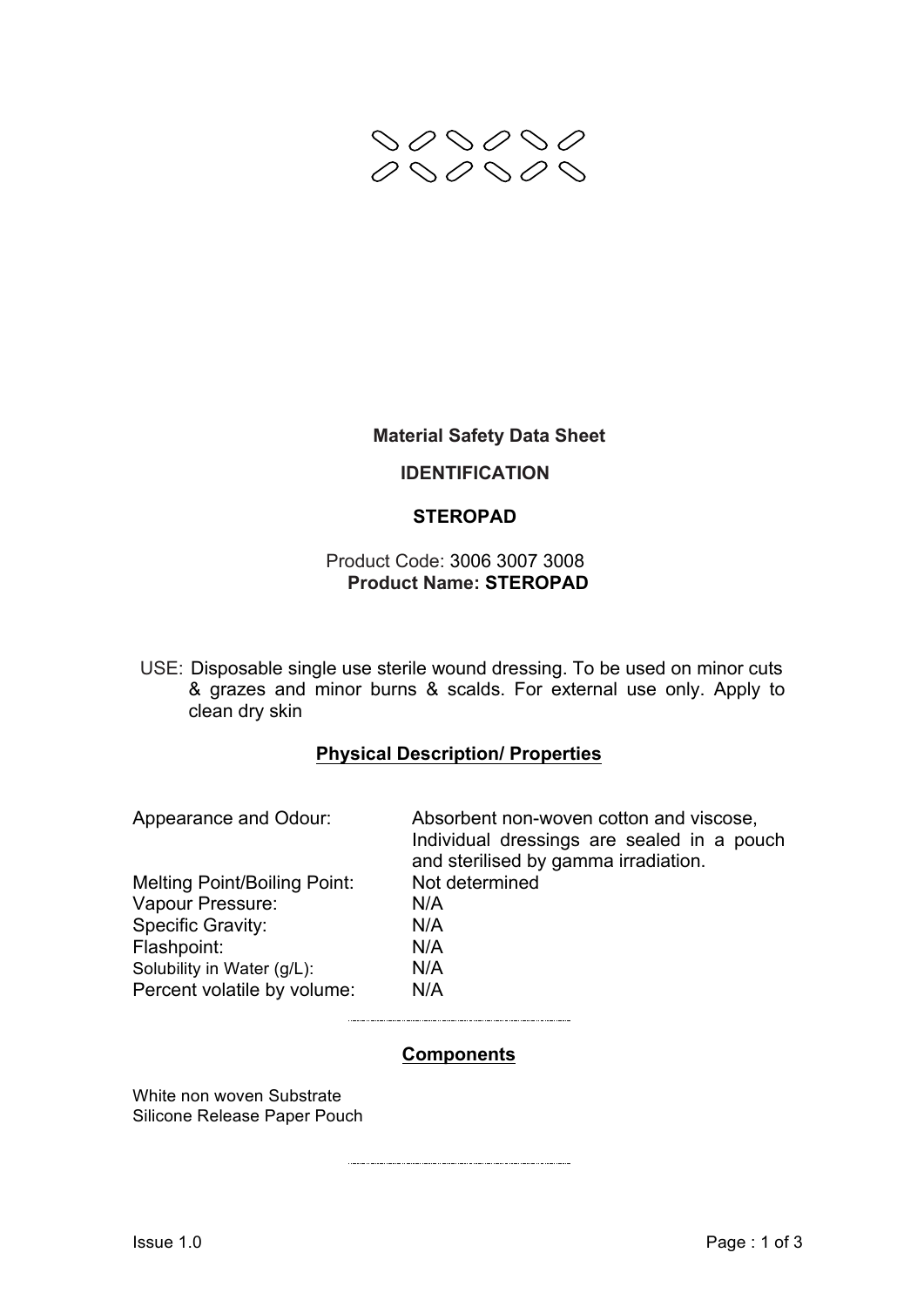# Material Safety Data Sheet

## IDENTIFICATION

## STEROPAD

Product Code: 3006 3007 3008
**Product Name: STEROPAD**

USE: Disposable single use sterile wound dressing. To be used on minor cuts & grazes and minor burns & scalds. For external use only. Apply to clean dry skin

## Physical Description/ Properties

| | |
|---|---|
| Appearance and Odour: | Absorbent non-woven cotton and viscose, Individual dressings are sealed in a pouch and sterilised by gamma irradiation. |
| Melting Point/Boiling Point: | Not determined |
| Vapour Pressure: | N/A |
| Specific Gravity: | N/A |
| Flashpoint: | N/A |
| Solubility in Water (g/L): | N/A |
| Percent volatile by volume: | N/A |

---

## Components

White non woven Substrate
Silicone Release Paper Pouch

---

Issue 1.0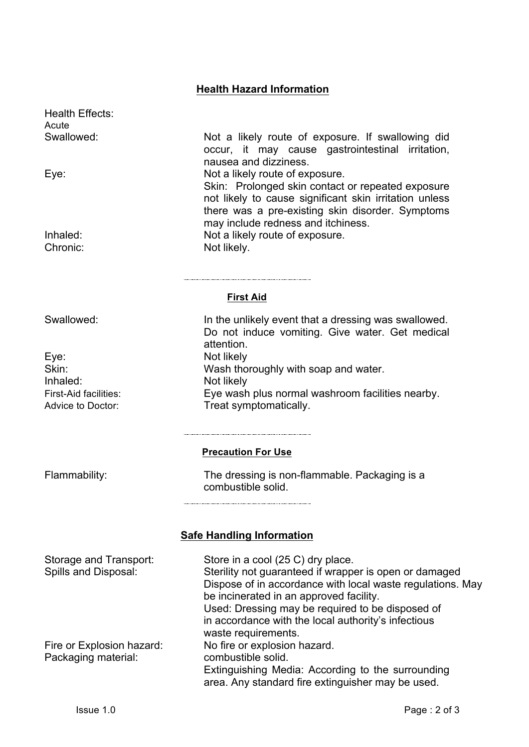## Health Hazard Information

Health Effects:

Acute

| | |
|---|---|
| Swallowed: | Not a likely route of exposure. If swallowing did occur, it may cause gastrointestinal irritation, nausea and dizziness. |
| Eye: | Not a likely route of exposure.<br>Skin: Prolonged skin contact or repeated exposure not likely to cause significant skin irritation unless there was a pre-existing skin disorder. Symptoms may include redness and itchiness. |
| Inhaled: | Not a likely route of exposure. |
| Chronic: | Not likely. |

---

## First Aid

| | |
|---|---|
| Swallowed: | In the unlikely event that a dressing was swallowed. Do not induce vomiting. Give water. Get medical attention. |
| Eye: | Not likely |
| Skin: | Wash thoroughly with soap and water. |
| Inhaled: | Not likely |
| First-Aid facilities: | Eye wash plus normal washroom facilities nearby. |
| Advice to Doctor: | Treat symptomatically. |

---

## Precaution For Use

| | |
|---|---|
| Flammability: | The dressing is non-flammable. Packaging is a combustible solid. |

---

## Safe Handling Information

| | |
|---|---|
| Storage and Transport: | Store in a cool (25 C) dry place. |
| Spills and Disposal: | Sterility not guaranteed if wrapper is open or damaged Dispose of in accordance with local waste regulations. May be incinerated in an approved facility.<br>Used: Dressing may be required to be disposed of in accordance with the local authority's infectious waste requirements. |
| Fire or Explosion hazard: | No fire or explosion hazard. |
| Packaging material: | combustible solid.<br>Extinguishing Media: According to the surrounding area. Any standard fire extinguisher may be used. |

Issue 1.0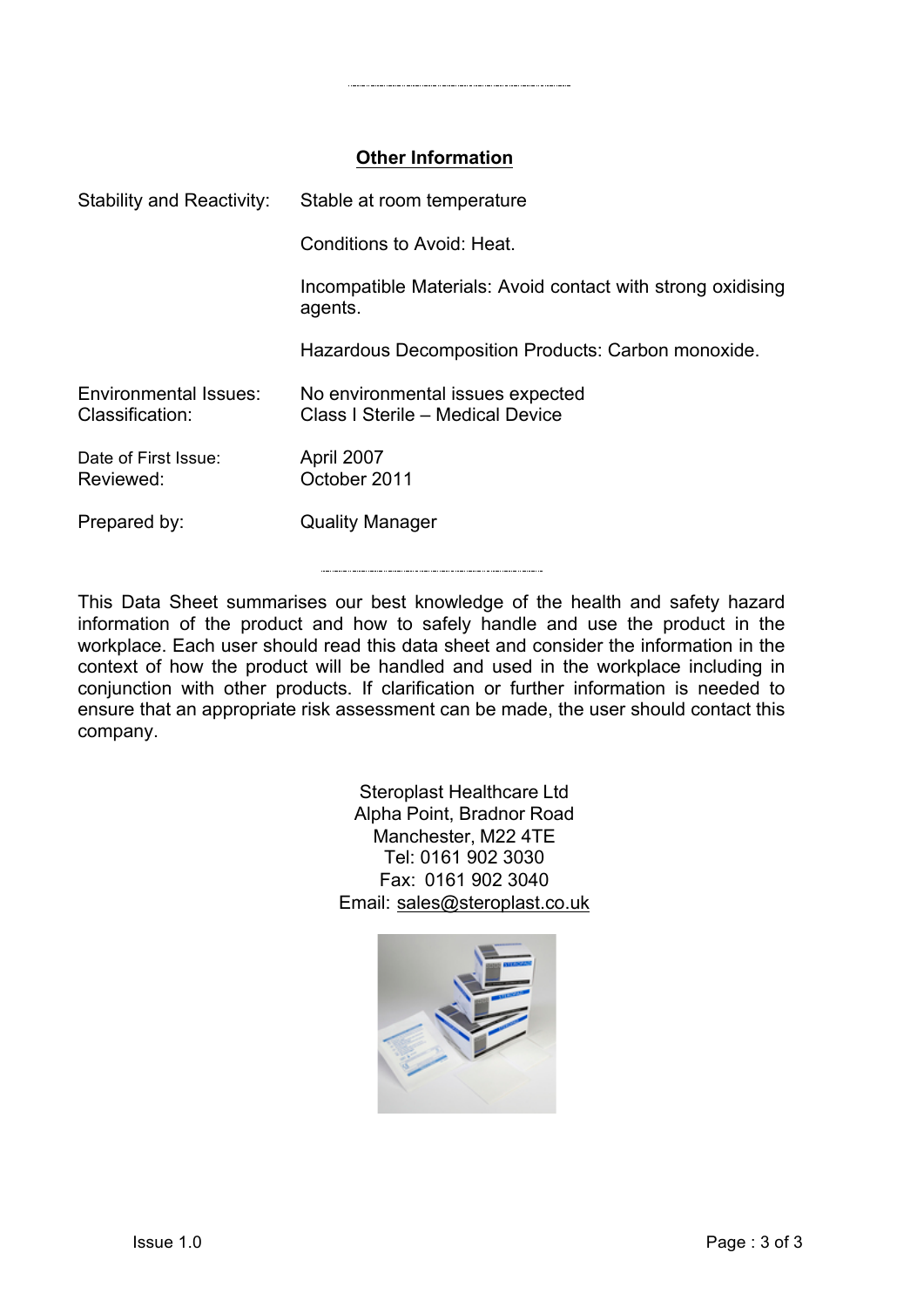## Other Information

| | |
|---|---|
| Stability and Reactivity: | Stable at room temperature |
| | Conditions to Avoid: Heat. |
| | Incompatible Materials: Avoid contact with strong oxidising agents. |
| | Hazardous Decomposition Products: Carbon monoxide. |
| Environmental Issues: | No environmental issues expected |
| Classification: | Class I Sterile – Medical Device |
| Date of First Issue: | April 2007 |
| Reviewed: | October 2011 |
| Prepared by: | Quality Manager |

This Data Sheet summarises our best knowledge of the health and safety hazard information of the product and how to safely handle and use the product in the workplace. Each user should read this data sheet and consider the information in the context of how the product will be handled and used in the workplace including in conjunction with other products. If clarification or further information is needed to ensure that an appropriate risk assessment can be made, the user should contact this company.

Steroplast Healthcare Ltd
Alpha Point, Bradnor Road
Manchester, M22 4TE
Tel: 0161 902 3030
Fax: 0161 902 3040
Email: sales@steroplast.co.uk

Issue 1.0